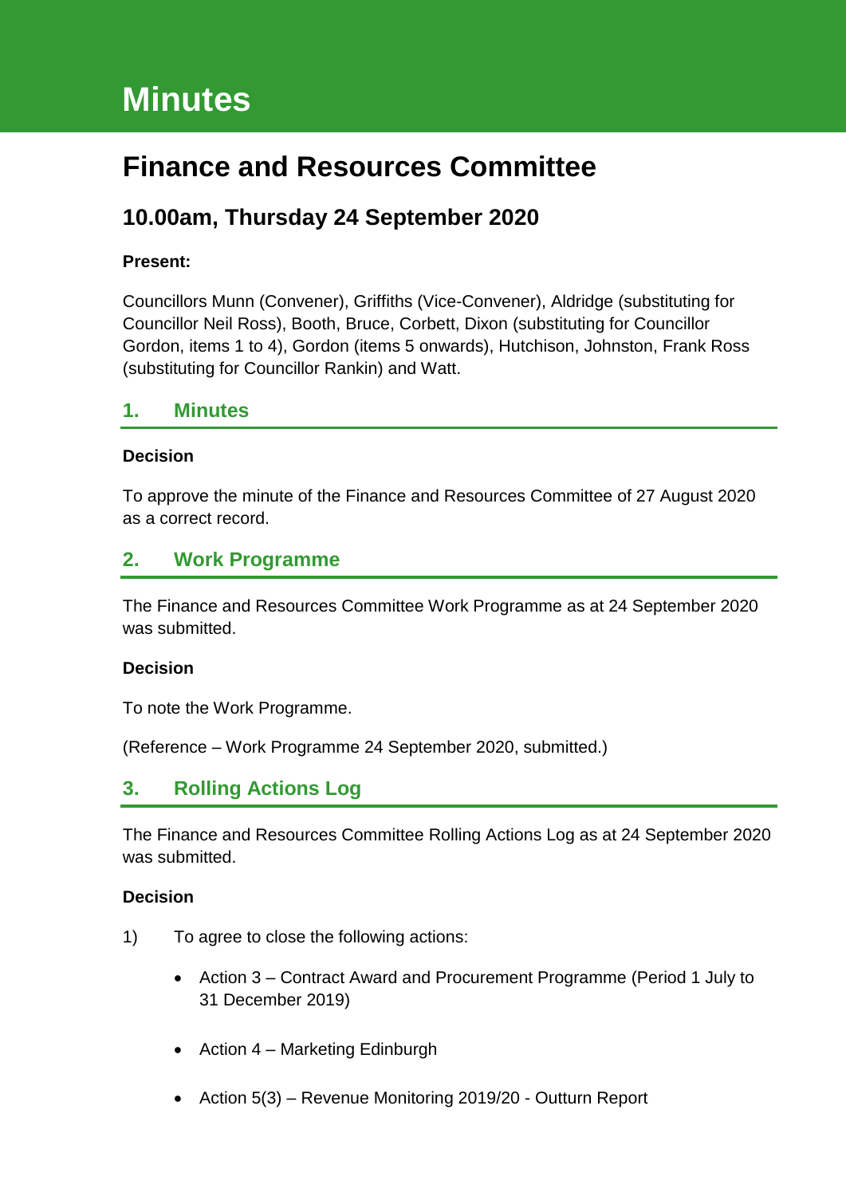# Minutes

## Finance and Resources Committee

### 10.00am, Thursday 24 September 2020

**Present:**

Councillors Munn (Convener), Griffiths (Vice-Convener), Aldridge (substituting for Councillor Neil Ross), Booth, Bruce, Corbett, Dixon (substituting for Councillor Gordon, items 1 to 4), Gordon (items 5 onwards), Hutchison, Johnston, Frank Ross (substituting for Councillor Rankin) and Watt.

## 1. Minutes

**Decision**

To approve the minute of the Finance and Resources Committee of 27 August 2020 as a correct record.

## 2. Work Programme

The Finance and Resources Committee Work Programme as at 24 September 2020 was submitted.

**Decision**

To note the Work Programme.

(Reference – Work Programme 24 September 2020, submitted.)

## 3. Rolling Actions Log

The Finance and Resources Committee Rolling Actions Log as at 24 September 2020 was submitted.

**Decision**

1) To agree to close the following actions:

   - Action 3 – Contract Award and Procurement Programme (Period 1 July to 31 December 2019)
   - Action 4 – Marketing Edinburgh
   - Action 5(3) – Revenue Monitoring 2019/20 - Outturn Report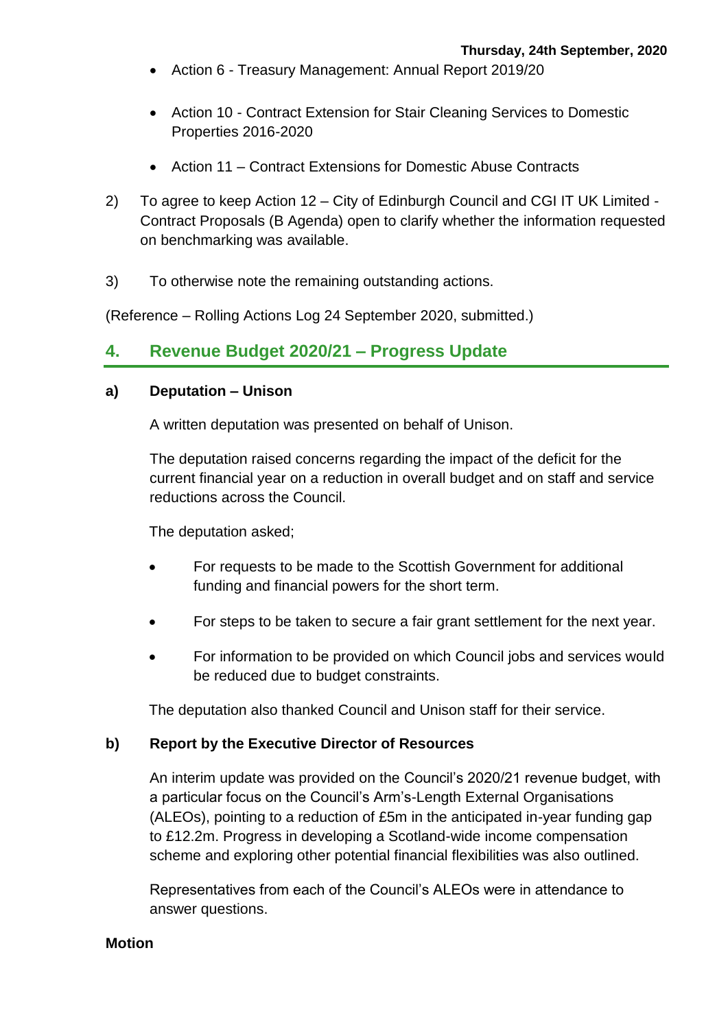- Action 6 - Treasury Management: Annual Report 2019/20

- Action 10 - Contract Extension for Stair Cleaning Services to Domestic Properties 2016-2020

- Action 11 – Contract Extensions for Domestic Abuse Contracts

2) To agree to keep Action 12 – City of Edinburgh Council and CGI IT UK Limited - Contract Proposals (B Agenda) open to clarify whether the information requested on benchmarking was available.

3) To otherwise note the remaining outstanding actions.

(Reference – Rolling Actions Log 24 September 2020, submitted.)

## 4. Revenue Budget 2020/21 – Progress Update

### a) Deputation – Unison

A written deputation was presented on behalf of Unison.

The deputation raised concerns regarding the impact of the deficit for the current financial year on a reduction in overall budget and on staff and service reductions across the Council.

The deputation asked;

- For requests to be made to the Scottish Government for additional funding and financial powers for the short term.

- For steps to be taken to secure a fair grant settlement for the next year.

- For information to be provided on which Council jobs and services would be reduced due to budget constraints.

The deputation also thanked Council and Unison staff for their service.

### b) Report by the Executive Director of Resources

An interim update was provided on the Council's 2020/21 revenue budget, with a particular focus on the Council's Arm's-Length External Organisations (ALEOs), pointing to a reduction of £5m in the anticipated in-year funding gap to £12.2m. Progress in developing a Scotland-wide income compensation scheme and exploring other potential financial flexibilities was also outlined.

Representatives from each of the Council's ALEOs were in attendance to answer questions.

**Motion**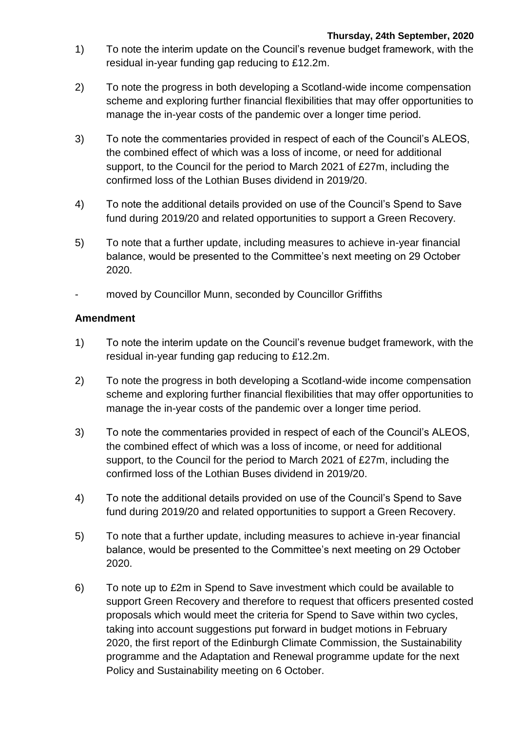1) To note the interim update on the Council's revenue budget framework, with the residual in-year funding gap reducing to £12.2m.

2) To note the progress in both developing a Scotland-wide income compensation scheme and exploring further financial flexibilities that may offer opportunities to manage the in-year costs of the pandemic over a longer time period.

3) To note the commentaries provided in respect of each of the Council's ALEOS, the combined effect of which was a loss of income, or need for additional support, to the Council for the period to March 2021 of £27m, including the confirmed loss of the Lothian Buses dividend in 2019/20.

4) To note the additional details provided on use of the Council's Spend to Save fund during 2019/20 and related opportunities to support a Green Recovery.

5) To note that a further update, including measures to achieve in-year financial balance, would be presented to the Committee's next meeting on 29 October 2020.

- moved by Councillor Munn, seconded by Councillor Griffiths

**Amendment**

1) To note the interim update on the Council's revenue budget framework, with the residual in-year funding gap reducing to £12.2m.

2) To note the progress in both developing a Scotland-wide income compensation scheme and exploring further financial flexibilities that may offer opportunities to manage the in-year costs of the pandemic over a longer time period.

3) To note the commentaries provided in respect of each of the Council's ALEOS, the combined effect of which was a loss of income, or need for additional support, to the Council for the period to March 2021 of £27m, including the confirmed loss of the Lothian Buses dividend in 2019/20.

4) To note the additional details provided on use of the Council's Spend to Save fund during 2019/20 and related opportunities to support a Green Recovery.

5) To note that a further update, including measures to achieve in-year financial balance, would be presented to the Committee's next meeting on 29 October 2020.

6) To note up to £2m in Spend to Save investment which could be available to support Green Recovery and therefore to request that officers presented costed proposals which would meet the criteria for Spend to Save within two cycles, taking into account suggestions put forward in budget motions in February 2020, the first report of the Edinburgh Climate Commission, the Sustainability programme and the Adaptation and Renewal programme update for the next Policy and Sustainability meeting on 6 October.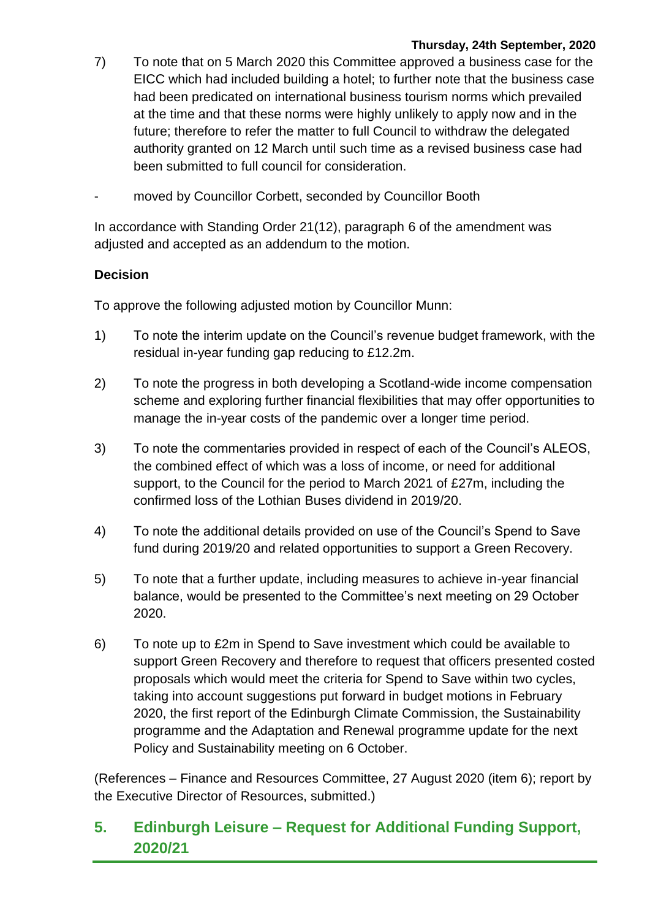7) To note that on 5 March 2020 this Committee approved a business case for the EICC which had included building a hotel; to further note that the business case had been predicated on international business tourism norms which prevailed at the time and that these norms were highly unlikely to apply now and in the future; therefore to refer the matter to full Council to withdraw the delegated authority granted on 12 March until such time as a revised business case had been submitted to full council for consideration.

- moved by Councillor Corbett, seconded by Councillor Booth

In accordance with Standing Order 21(12), paragraph 6 of the amendment was adjusted and accepted as an addendum to the motion.

**Decision**

To approve the following adjusted motion by Councillor Munn:

1) To note the interim update on the Council's revenue budget framework, with the residual in-year funding gap reducing to £12.2m.

2) To note the progress in both developing a Scotland-wide income compensation scheme and exploring further financial flexibilities that may offer opportunities to manage the in-year costs of the pandemic over a longer time period.

3) To note the commentaries provided in respect of each of the Council's ALEOS, the combined effect of which was a loss of income, or need for additional support, to the Council for the period to March 2021 of £27m, including the confirmed loss of the Lothian Buses dividend in 2019/20.

4) To note the additional details provided on use of the Council's Spend to Save fund during 2019/20 and related opportunities to support a Green Recovery.

5) To note that a further update, including measures to achieve in-year financial balance, would be presented to the Committee's next meeting on 29 October 2020.

6) To note up to £2m in Spend to Save investment which could be available to support Green Recovery and therefore to request that officers presented costed proposals which would meet the criteria for Spend to Save within two cycles, taking into account suggestions put forward in budget motions in February 2020, the first report of the Edinburgh Climate Commission, the Sustainability programme and the Adaptation and Renewal programme update for the next Policy and Sustainability meeting on 6 October.

(References – Finance and Resources Committee, 27 August 2020 (item 6); report by the Executive Director of Resources, submitted.)

## 5. Edinburgh Leisure – Request for Additional Funding Support, 2020/21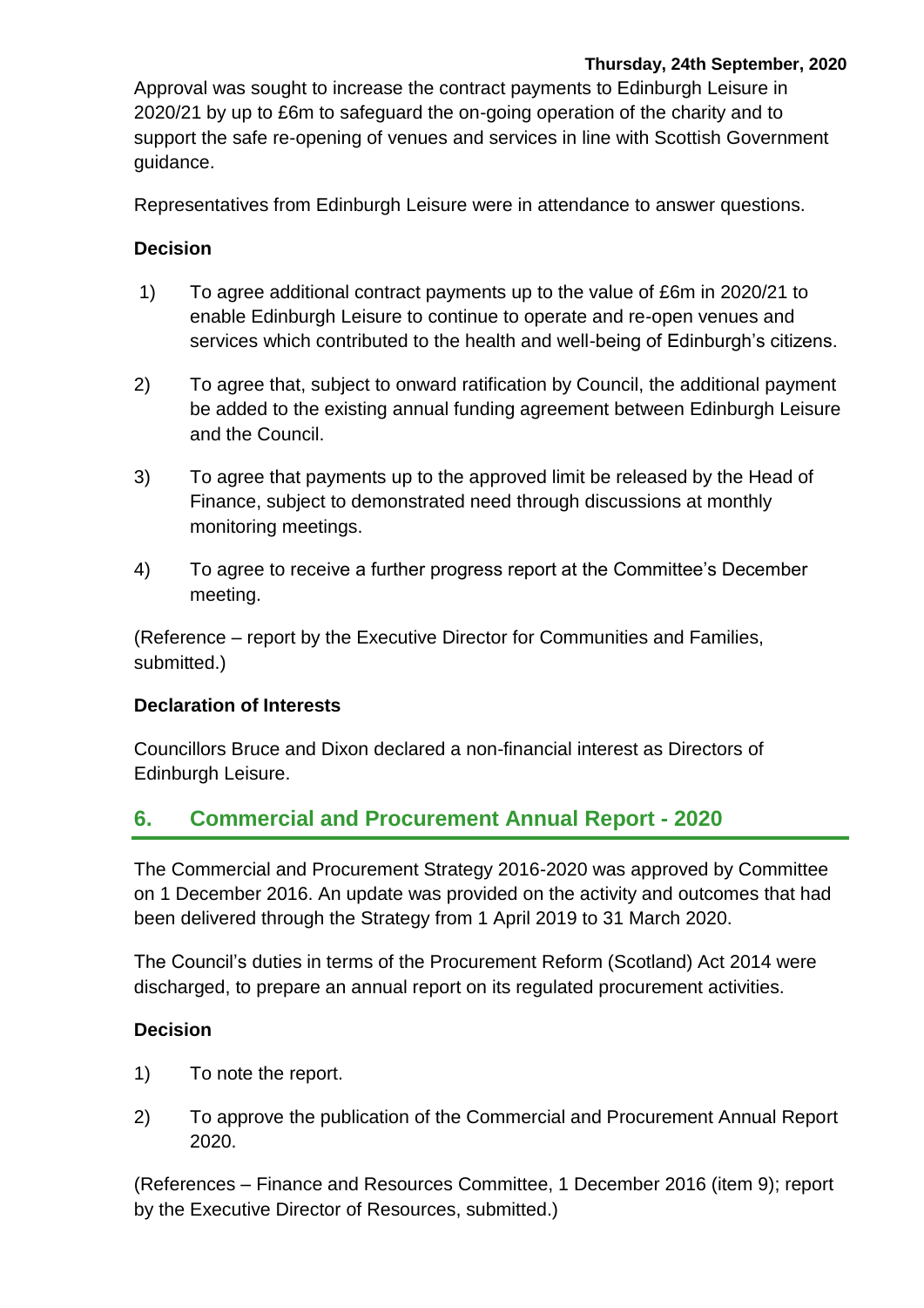Approval was sought to increase the contract payments to Edinburgh Leisure in 2020/21 by up to £6m to safeguard the on-going operation of the charity and to support the safe re-opening of venues and services in line with Scottish Government guidance.

Representatives from Edinburgh Leisure were in attendance to answer questions.

**Decision**

1) To agree additional contract payments up to the value of £6m in 2020/21 to enable Edinburgh Leisure to continue to operate and re-open venues and services which contributed to the health and well-being of Edinburgh's citizens.

2) To agree that, subject to onward ratification by Council, the additional payment be added to the existing annual funding agreement between Edinburgh Leisure and the Council.

3) To agree that payments up to the approved limit be released by the Head of Finance, subject to demonstrated need through discussions at monthly monitoring meetings.

4) To agree to receive a further progress report at the Committee's December meeting.

(Reference – report by the Executive Director for Communities and Families, submitted.)

**Declaration of Interests**

Councillors Bruce and Dixon declared a non-financial interest as Directors of Edinburgh Leisure.

## 6. Commercial and Procurement Annual Report - 2020

The Commercial and Procurement Strategy 2016-2020 was approved by Committee on 1 December 2016. An update was provided on the activity and outcomes that had been delivered through the Strategy from 1 April 2019 to 31 March 2020.

The Council's duties in terms of the Procurement Reform (Scotland) Act 2014 were discharged, to prepare an annual report on its regulated procurement activities.

**Decision**

1) To note the report.

2) To approve the publication of the Commercial and Procurement Annual Report 2020.

(References – Finance and Resources Committee, 1 December 2016 (item 9); report by the Executive Director of Resources, submitted.)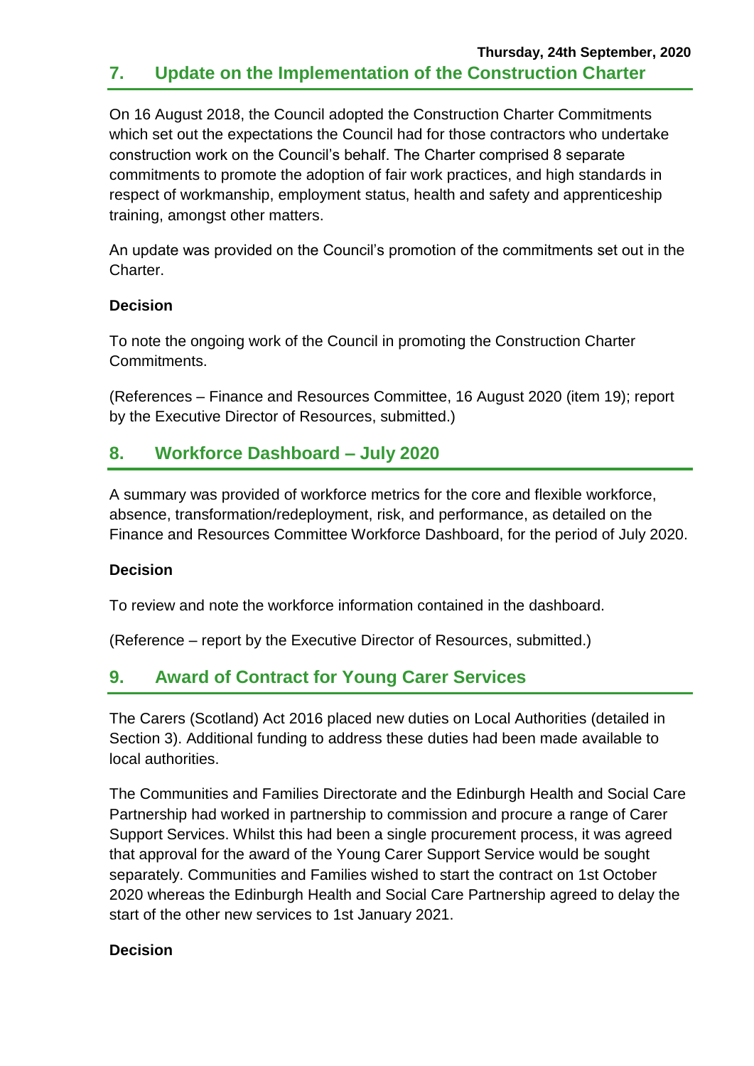## 7. Update on the Implementation of the Construction Charter

On 16 August 2018, the Council adopted the Construction Charter Commitments which set out the expectations the Council had for those contractors who undertake construction work on the Council's behalf. The Charter comprised 8 separate commitments to promote the adoption of fair work practices, and high standards in respect of workmanship, employment status, health and safety and apprenticeship training, amongst other matters.

An update was provided on the Council's promotion of the commitments set out in the Charter.

**Decision**

To note the ongoing work of the Council in promoting the Construction Charter Commitments.

(References – Finance and Resources Committee, 16 August 2020 (item 19); report by the Executive Director of Resources, submitted.)

## 8. Workforce Dashboard – July 2020

A summary was provided of workforce metrics for the core and flexible workforce, absence, transformation/redeployment, risk, and performance, as detailed on the Finance and Resources Committee Workforce Dashboard, for the period of July 2020.

**Decision**

To review and note the workforce information contained in the dashboard.

(Reference – report by the Executive Director of Resources, submitted.)

## 9. Award of Contract for Young Carer Services

The Carers (Scotland) Act 2016 placed new duties on Local Authorities (detailed in Section 3). Additional funding to address these duties had been made available to local authorities.

The Communities and Families Directorate and the Edinburgh Health and Social Care Partnership had worked in partnership to commission and procure a range of Carer Support Services. Whilst this had been a single procurement process, it was agreed that approval for the award of the Young Carer Support Service would be sought separately. Communities and Families wished to start the contract on 1st October 2020 whereas the Edinburgh Health and Social Care Partnership agreed to delay the start of the other new services to 1st January 2021.

**Decision**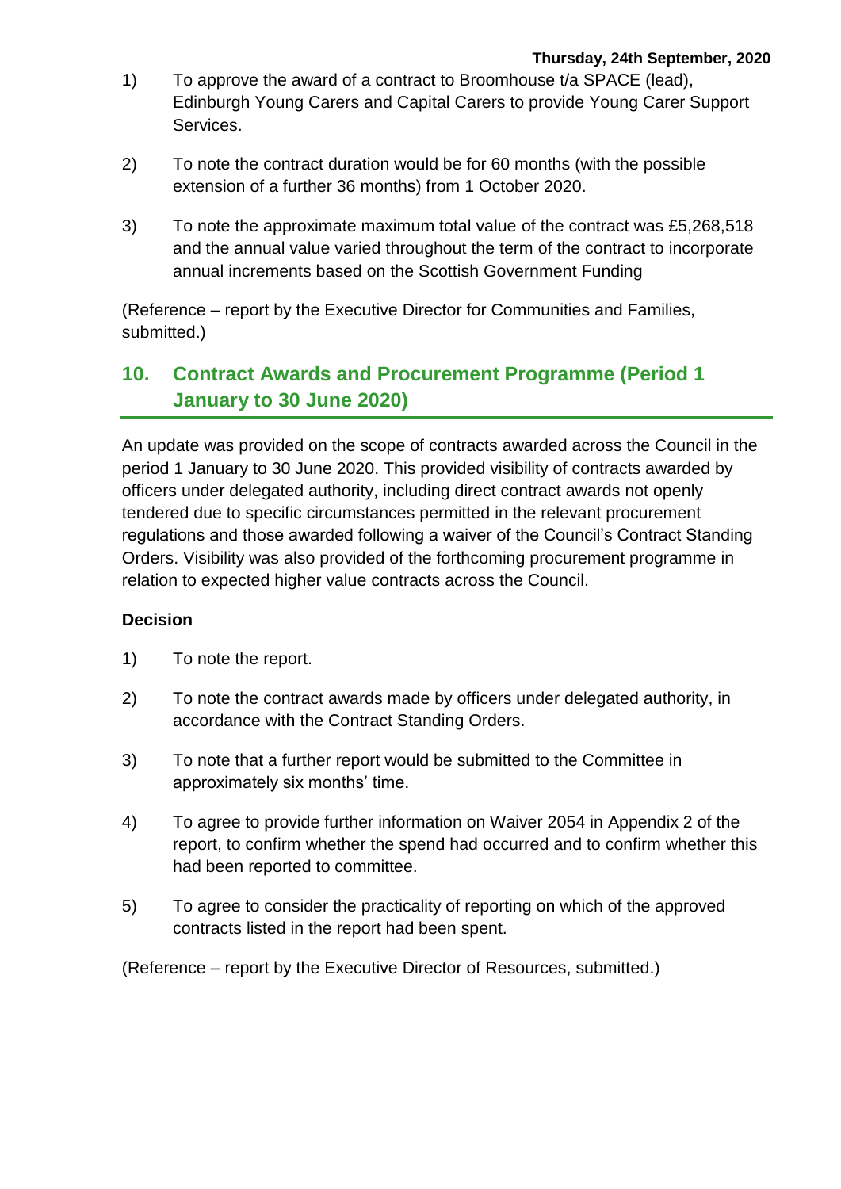1) To approve the award of a contract to Broomhouse t/a SPACE (lead), Edinburgh Young Carers and Capital Carers to provide Young Carer Support Services.

2) To note the contract duration would be for 60 months (with the possible extension of a further 36 months) from 1 October 2020.

3) To note the approximate maximum total value of the contract was £5,268,518 and the annual value varied throughout the term of the contract to incorporate annual increments based on the Scottish Government Funding

(Reference – report by the Executive Director for Communities and Families, submitted.)

## 10. Contract Awards and Procurement Programme (Period 1 January to 30 June 2020)

An update was provided on the scope of contracts awarded across the Council in the period 1 January to 30 June 2020. This provided visibility of contracts awarded by officers under delegated authority, including direct contract awards not openly tendered due to specific circumstances permitted in the relevant procurement regulations and those awarded following a waiver of the Council's Contract Standing Orders. Visibility was also provided of the forthcoming procurement programme in relation to expected higher value contracts across the Council.

**Decision**

1) To note the report.

2) To note the contract awards made by officers under delegated authority, in accordance with the Contract Standing Orders.

3) To note that a further report would be submitted to the Committee in approximately six months' time.

4) To agree to provide further information on Waiver 2054 in Appendix 2 of the report, to confirm whether the spend had occurred and to confirm whether this had been reported to committee.

5) To agree to consider the practicality of reporting on which of the approved contracts listed in the report had been spent.

(Reference – report by the Executive Director of Resources, submitted.)